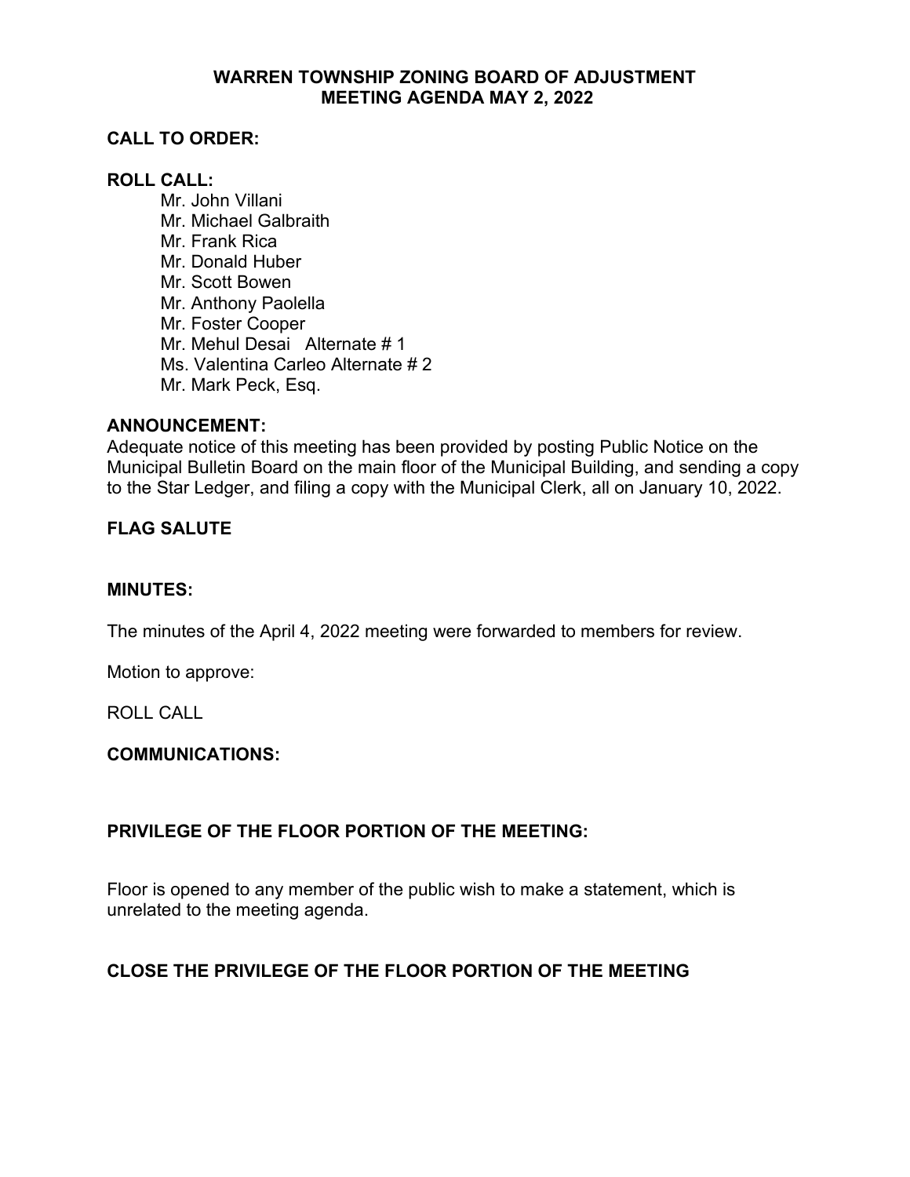# WARREN TOWNSHIP ZONING BOARD OF ADJUSTMENT
# MEETING AGENDA MAY 2, 2022

## CALL TO ORDER:

## ROLL CALL:

Mr. John Villani
Mr. Michael Galbraith
Mr. Frank Rica
Mr. Donald Huber
Mr. Scott Bowen
Mr. Anthony Paolella
Mr. Foster Cooper
Mr. Mehul Desai Alternate # 1
Ms. Valentina Carleo Alternate # 2
Mr. Mark Peck, Esq.

## ANNOUNCEMENT:

Adequate notice of this meeting has been provided by posting Public Notice on the Municipal Bulletin Board on the main floor of the Municipal Building, and sending a copy to the Star Ledger, and filing a copy with the Municipal Clerk, all on January 10, 2022.

## FLAG SALUTE

## MINUTES:

The minutes of the April 4, 2022 meeting were forwarded to members for review.

Motion to approve:

ROLL CALL

## COMMUNICATIONS:

## PRIVILEGE OF THE FLOOR PORTION OF THE MEETING:

Floor is opened to any member of the public wish to make a statement, which is unrelated to the meeting agenda.

## CLOSE THE PRIVILEGE OF THE FLOOR PORTION OF THE MEETING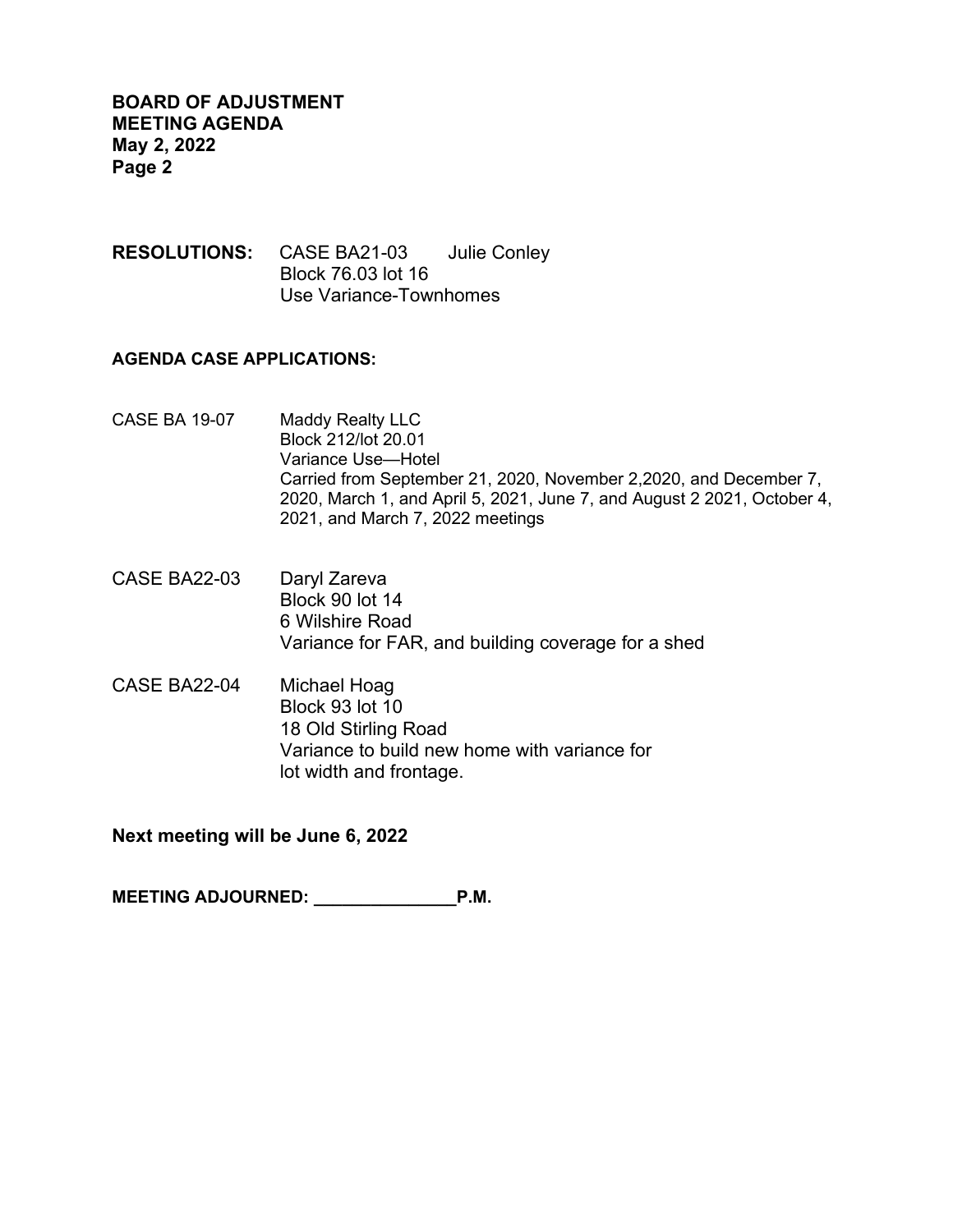**BOARD OF ADJUSTMENT**
**MEETING AGENDA**
**May 2, 2022**

**RESOLUTIONS:** CASE BA21-03 Julie Conley
Block 76.03 lot 16
Use Variance-Townhomes

**AGENDA CASE APPLICATIONS:**

CASE BA 19-07 Maddy Realty LLC
Block 212/lot 20.01
Variance Use—Hotel
Carried from September 21, 2020, November 2,2020, and December 7, 2020, March 1, and April 5, 2021, June 7, and August 2 2021, October 4, 2021, and March 7, 2022 meetings

CASE BA22-03 Daryl Zareva
Block 90 lot 14
6 Wilshire Road
Variance for FAR, and building coverage for a shed

CASE BA22-04 Michael Hoag
Block 93 lot 10
18 Old Stirling Road
Variance to build new home with variance for lot width and frontage.

**Next meeting will be June 6, 2022**

**MEETING ADJOURNED: _______________P.M.**